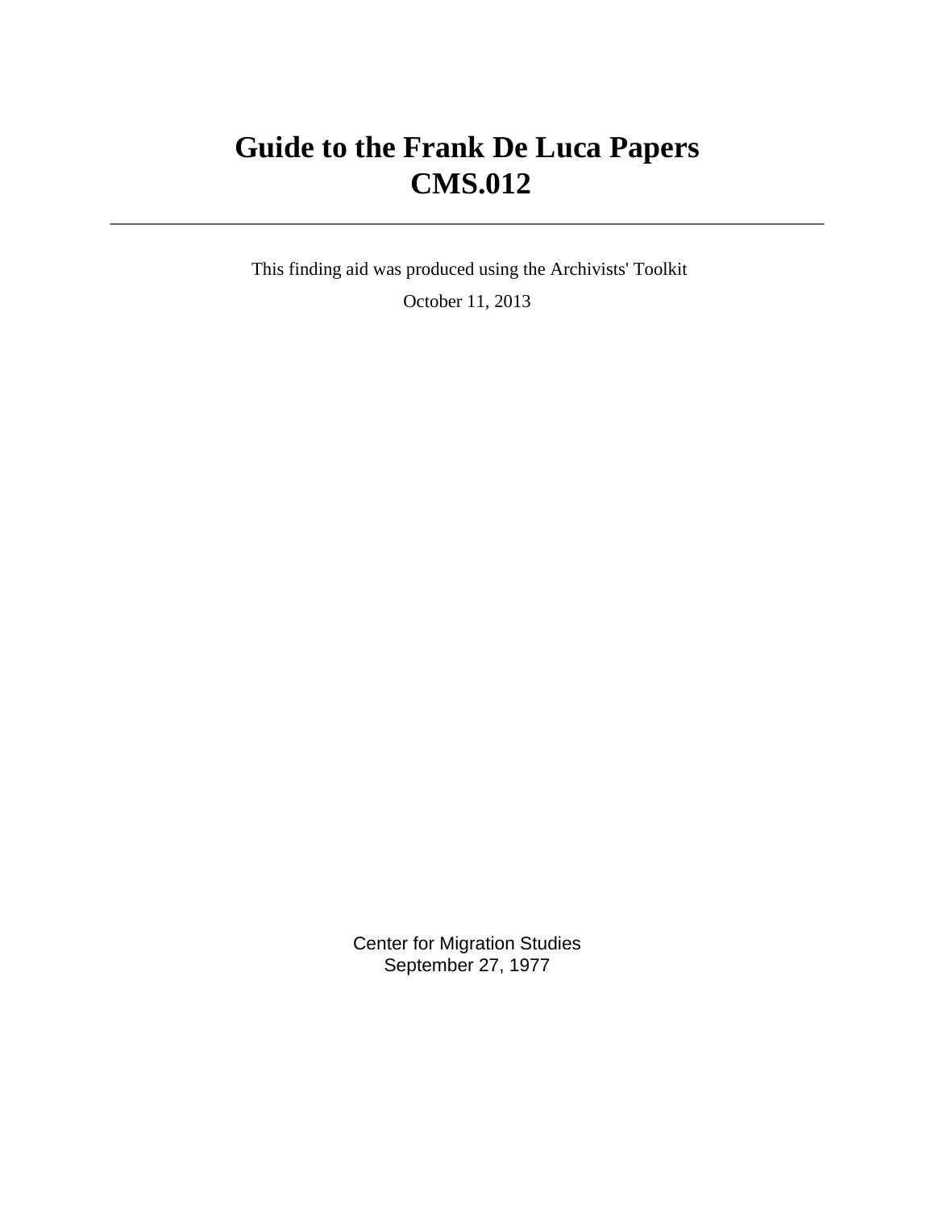# Guide to the Frank De Luca Papers
# CMS.012

---

This finding aid was produced using the Archivists' Toolkit

October 11, 2013

Center for Migration Studies
September 27, 1977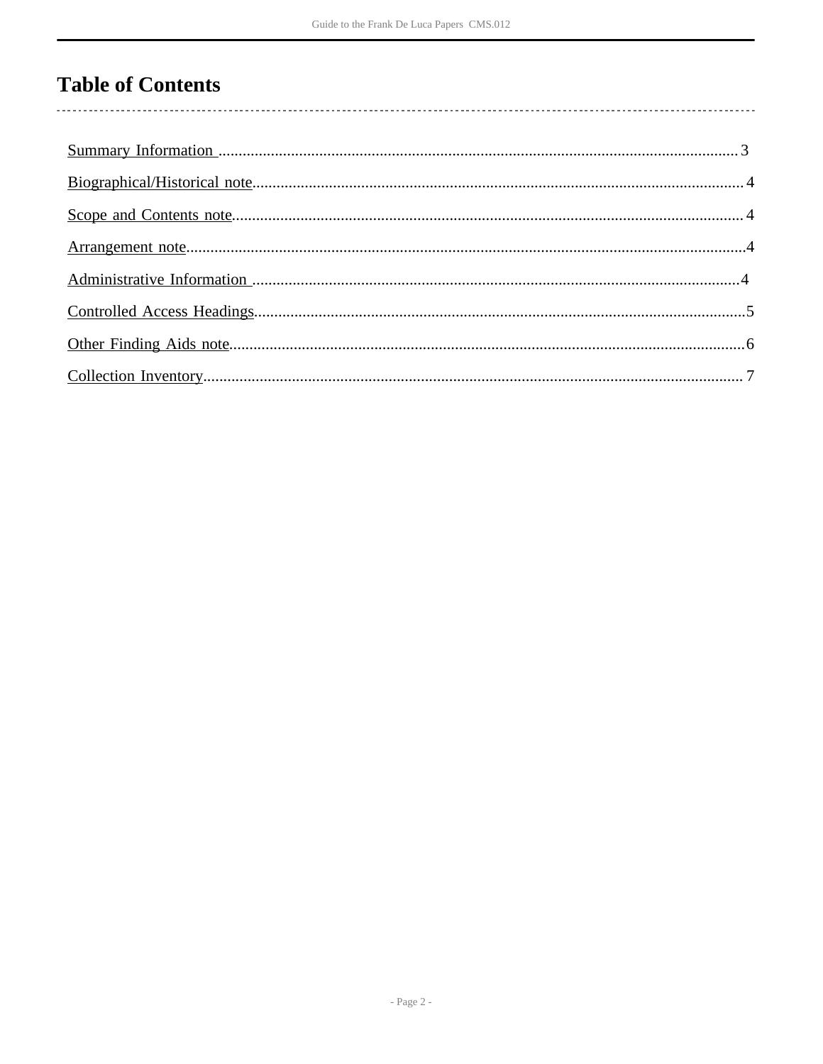# Table of Contents

- Summary Information .......... 3
- Biographical/Historical note .......... 4
- Scope and Contents note .......... 4
- Arrangement note .......... 4
- Administrative Information .......... 4
- Controlled Access Headings .......... 5
- Other Finding Aids note .......... 6
- Collection Inventory .......... 7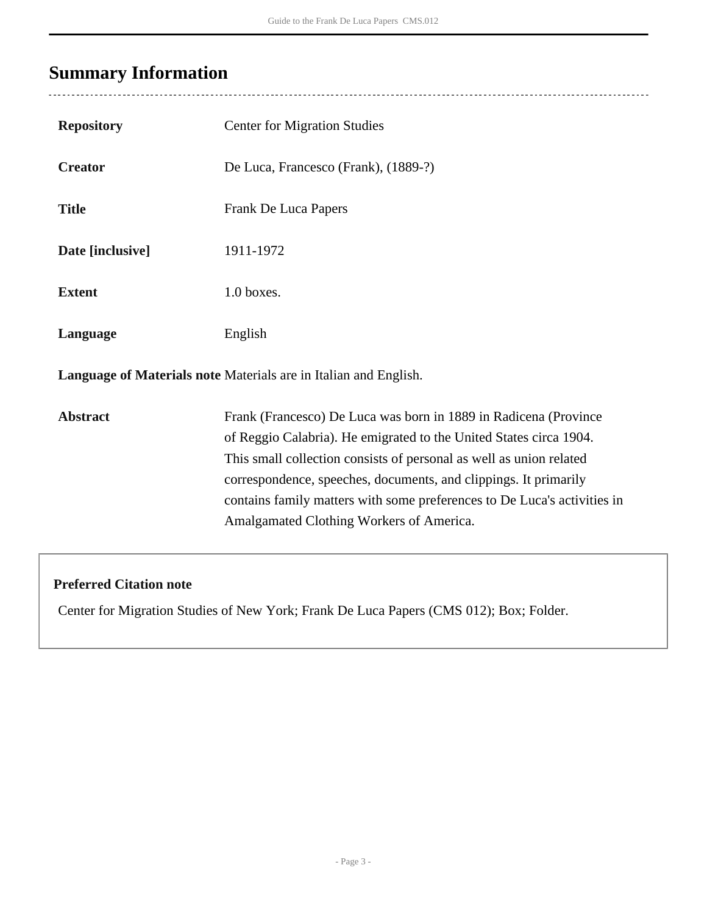## Summary Information

| | |
|---|---|
| **Repository** | Center for Migration Studies |
| **Creator** | De Luca, Francesco (Frank), (1889-?) |
| **Title** | Frank De Luca Papers |
| **Date [inclusive]** | 1911-1972 |
| **Extent** | 1.0 boxes. |
| **Language** | English |
| **Language of Materials note** | Materials are in Italian and English. |
| **Abstract** | Frank (Francesco) De Luca was born in 1889 in Radicena (Province of Reggio Calabria). He emigrated to the United States circa 1904. This small collection consists of personal as well as union related correspondence, speeches, documents, and clippings. It primarily contains family matters with some preferences to De Luca's activities in Amalgamated Clothing Workers of America. |

**Preferred Citation note**

Center for Migration Studies of New York; Frank De Luca Papers (CMS 012); Box; Folder.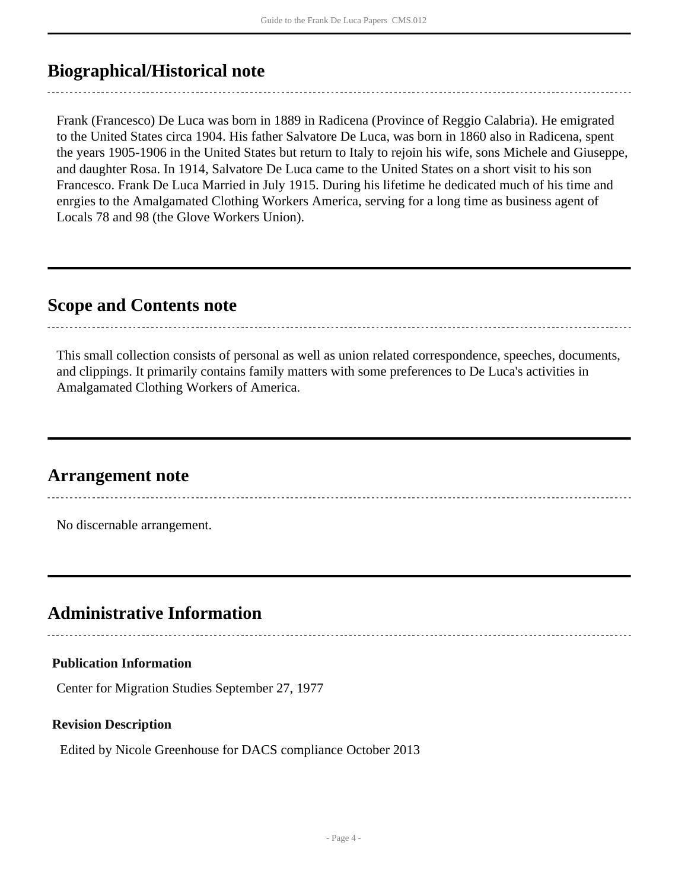## Biographical/Historical note

Frank (Francesco) De Luca was born in 1889 in Radicena (Province of Reggio Calabria). He emigrated to the United States circa 1904. His father Salvatore De Luca, was born in 1860 also in Radicena, spent the years 1905-1906 in the United States but return to Italy to rejoin his wife, sons Michele and Giuseppe, and daughter Rosa. In 1914, Salvatore De Luca came to the United States on a short visit to his son Francesco. Frank De Luca Married in July 1915. During his lifetime he dedicated much of his time and enrgies to the Amalgamated Clothing Workers America, serving for a long time as business agent of Locals 78 and 98 (the Glove Workers Union).

## Scope and Contents note

This small collection consists of personal as well as union related correspondence, speeches, documents, and clippings. It primarily contains family matters with some preferences to De Luca's activities in Amalgamated Clothing Workers of America.

## Arrangement note

No discernable arrangement.

## Administrative Information

**Publication Information**

Center for Migration Studies September 27, 1977

**Revision Description**

Edited by Nicole Greenhouse for DACS compliance October 2013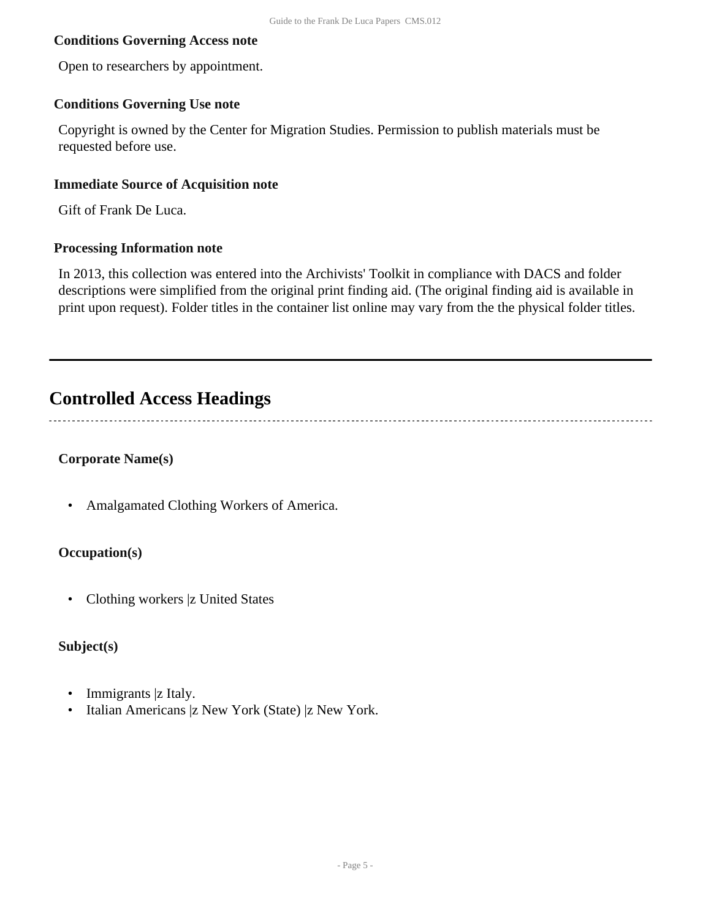### Conditions Governing Access note

Open to researchers by appointment.

### Conditions Governing Use note

Copyright is owned by the Center for Migration Studies. Permission to publish materials must be requested before use.

### Immediate Source of Acquisition note

Gift of Frank De Luca.

### Processing Information note

In 2013, this collection was entered into the Archivists' Toolkit in compliance with DACS and folder descriptions were simplified from the original print finding aid. (The original finding aid is available in print upon request). Folder titles in the container list online may vary from the the physical folder titles.

---

## Controlled Access Headings

### Corporate Name(s)

- Amalgamated Clothing Workers of America.

### Occupation(s)

- Clothing workers |z United States

### Subject(s)

- Immigrants |z Italy.
- Italian Americans |z New York (State) |z New York.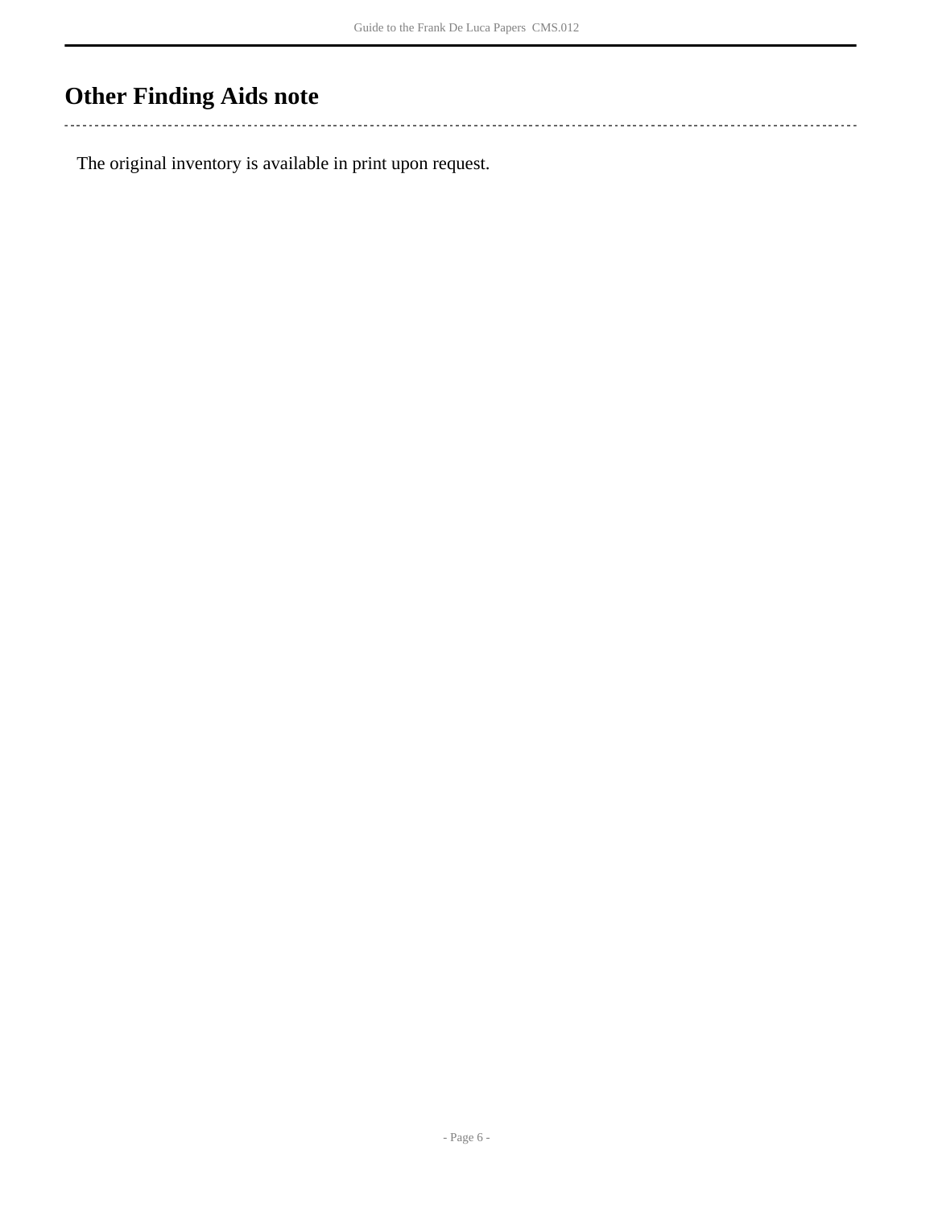## Other Finding Aids note

The original inventory is available in print upon request.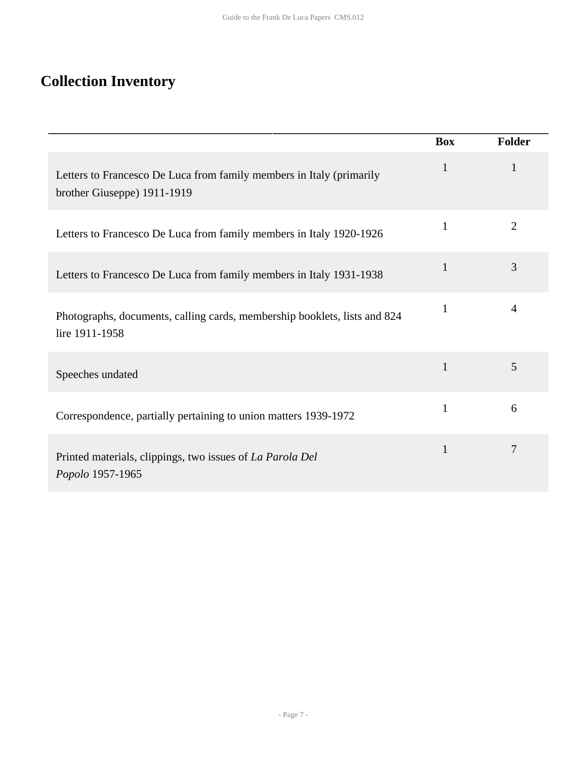# Collection Inventory

| | Box | Folder |
|---|---|---|
| Letters to Francesco De Luca from family members in Italy (primarily brother Giuseppe) 1911-1919 | 1 | 1 |
| Letters to Francesco De Luca from family members in Italy 1920-1926 | 1 | 2 |
| Letters to Francesco De Luca from family members in Italy 1931-1938 | 1 | 3 |
| Photographs, documents, calling cards, membership booklets, lists and 824 lire 1911-1958 | 1 | 4 |
| Speeches undated | 1 | 5 |
| Correspondence, partially pertaining to union matters 1939-1972 | 1 | 6 |
| Printed materials, clippings, two issues of *La Parola Del Popolo* 1957-1965 | 1 | 7 |